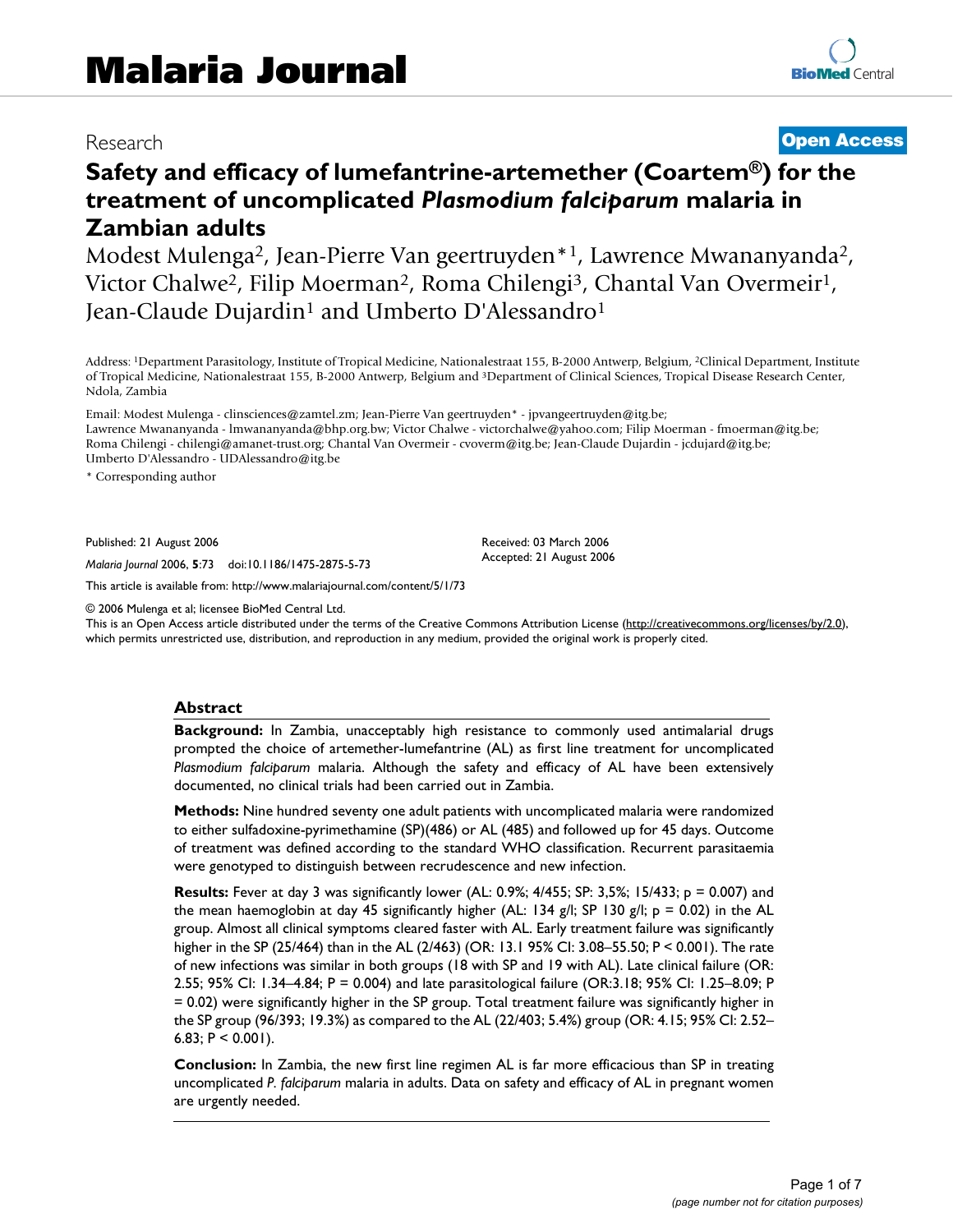Research

Open Access

# Safety and efficacy of lumefantrine-artemether (Coartem®) for the treatment of uncomplicated *Plasmodium falciparum* malaria in Zambian adults

Modest Mulenga[2], Jean-Pierre Van geertruyden*[1], Lawrence Mwananyanda[2], Victor Chalwe[2], Filip Moerman[2], Roma Chilengi[3], Chantal Van Overmeir[1], Jean-Claude Dujardin[1] and Umberto D'Alessandro[1]

Address: [1]Department Parasitology, Institute of Tropical Medicine, Nationalestraat 155, B-2000 Antwerp, Belgium, [2]Clinical Department, Institute of Tropical Medicine, Nationalestraat 155, B-2000 Antwerp, Belgium and [3]Department of Clinical Sciences, Tropical Disease Research Center, Ndola, Zambia

Email: Modest Mulenga - clinsciences@zamtel.zm; Jean-Pierre Van geertruyden* - jpvangeertruyden@itg.be; Lawrence Mwananyanda - lmwananyanda@bhp.org.bw; Victor Chalwe - victorchalwe@yahoo.com; Filip Moerman - fmoerman@itg.be; Roma Chilengi - chilengi@amanet-trust.org; Chantal Van Overmeir - cvoverm@itg.be; Jean-Claude Dujardin - jcdujard@itg.be; Umberto D'Alessandro - UDAlessandro@itg.be

* Corresponding author

Published: 21 August 2006

*Malaria Journal* 2006, **5**:73 doi:10.1186/1475-2875-5-73

Received: 03 March 2006

Accepted: 21 August 2006

This article is available from: http://www.malariajournal.com/content/5/1/73

© 2006 Mulenga et al; licensee BioMed Central Ltd.

This is an Open Access article distributed under the terms of the Creative Commons Attribution License (http://creativecommons.org/licenses/by/2.0), which permits unrestricted use, distribution, and reproduction in any medium, provided the original work is properly cited.

## Abstract

**Background:** In Zambia, unacceptably high resistance to commonly used antimalarial drugs prompted the choice of artemether-lumefantrine (AL) as first line treatment for uncomplicated *Plasmodium falciparum* malaria. Although the safety and efficacy of AL have been extensively documented, no clinical trials had been carried out in Zambia.

**Methods:** Nine hundred seventy one adult patients with uncomplicated malaria were randomized to either sulfadoxine-pyrimethamine (SP)(486) or AL (485) and followed up for 45 days. Outcome of treatment was defined according to the standard WHO classification. Recurrent parasitaemia were genotyped to distinguish between recrudescence and new infection.

**Results:** Fever at day 3 was significantly lower (AL: 0.9%; 4/455; SP: 3,5%; 15/433; p = 0.007) and the mean haemoglobin at day 45 significantly higher (AL: 134 g/l; SP 130 g/l; p = 0.02) in the AL group. Almost all clinical symptoms cleared faster with AL. Early treatment failure was significantly higher in the SP (25/464) than in the AL (2/463) (OR: 13.1 95% CI: 3.08–55.50; P < 0.001). The rate of new infections was similar in both groups (18 with SP and 19 with AL). Late clinical failure (OR: 2.55; 95% CI: 1.34–4.84; P = 0.004) and late parasitological failure (OR:3.18; 95% CI: 1.25–8.09; P = 0.02) were significantly higher in the SP group. Total treatment failure was significantly higher in the SP group (96/393; 19.3%) as compared to the AL (22/403; 5.4%) group (OR: 4.15; 95% CI: 2.52–6.83; P < 0.001).

**Conclusion:** In Zambia, the new first line regimen AL is far more efficacious than SP in treating uncomplicated *P. falciparum* malaria in adults. Data on safety and efficacy of AL in pregnant women are urgently needed.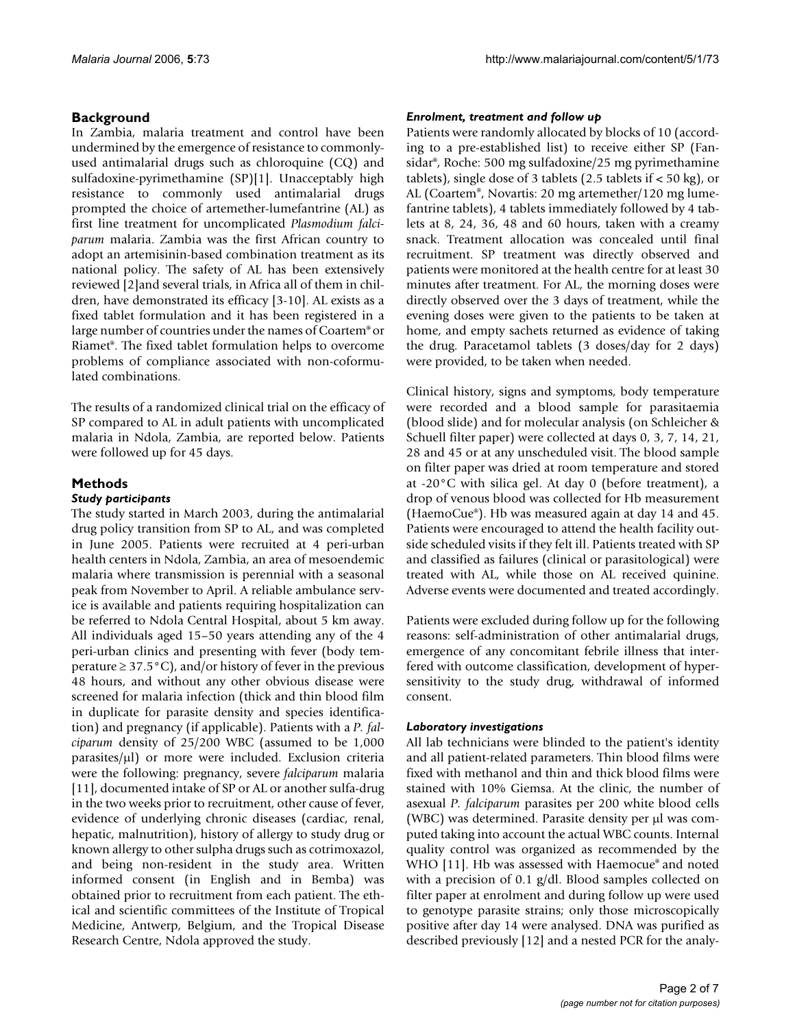## Background

In Zambia, malaria treatment and control have been undermined by the emergence of resistance to commonly-used antimalarial drugs such as chloroquine (CQ) and sulfadoxine-pyrimethamine (SP)[1]. Unacceptably high resistance to commonly used antimalarial drugs prompted the choice of artemether-lumefantrine (AL) as first line treatment for uncomplicated *Plasmodium falciparum* malaria. Zambia was the first African country to adopt an artemisinin-based combination treatment as its national policy. The safety of AL has been extensively reviewed [2]and several trials, in Africa all of them in children, have demonstrated its efficacy [3-10]. AL exists as a fixed tablet formulation and it has been registered in a large number of countries under the names of Coartem® or Riamet®. The fixed tablet formulation helps to overcome problems of compliance associated with non-coformulated combinations.

The results of a randomized clinical trial on the efficacy of SP compared to AL in adult patients with uncomplicated malaria in Ndola, Zambia, are reported below. Patients were followed up for 45 days.

## Methods

### *Study participants*

The study started in March 2003, during the antimalarial drug policy transition from SP to AL, and was completed in June 2005. Patients were recruited at 4 peri-urban health centers in Ndola, Zambia, an area of mesoendemic malaria where transmission is perennial with a seasonal peak from November to April. A reliable ambulance service is available and patients requiring hospitalization can be referred to Ndola Central Hospital, about 5 km away. All individuals aged 15–50 years attending any of the 4 peri-urban clinics and presenting with fever (body temperature ≥ 37.5°C), and/or history of fever in the previous 48 hours, and without any other obvious disease were screened for malaria infection (thick and thin blood film in duplicate for parasite density and species identification) and pregnancy (if applicable). Patients with a *P. falciparum* density of 25/200 WBC (assumed to be 1,000 parasites/μl) or more were included. Exclusion criteria were the following: pregnancy, severe *falciparum* malaria [11], documented intake of SP or AL or another sulfa-drug in the two weeks prior to recruitment, other cause of fever, evidence of underlying chronic diseases (cardiac, renal, hepatic, malnutrition), history of allergy to study drug or known allergy to other sulpha drugs such as cotrimoxazol, and being non-resident in the study area. Written informed consent (in English and in Bemba) was obtained prior to recruitment from each patient. The ethical and scientific committees of the Institute of Tropical Medicine, Antwerp, Belgium, and the Tropical Disease Research Centre, Ndola approved the study.

### *Enrolment, treatment and follow up*

Patients were randomly allocated by blocks of 10 (according to a pre-established list) to receive either SP (Fansidar®, Roche: 500 mg sulfadoxine/25 mg pyrimethamine tablets), single dose of 3 tablets (2.5 tablets if < 50 kg), or AL (Coartem®, Novartis: 20 mg artemether/120 mg lumefantrine tablets), 4 tablets immediately followed by 4 tablets at 8, 24, 36, 48 and 60 hours, taken with a creamy snack. Treatment allocation was concealed until final recruitment. SP treatment was directly observed and patients were monitored at the health centre for at least 30 minutes after treatment. For AL, the morning doses were directly observed over the 3 days of treatment, while the evening doses were given to the patients to be taken at home, and empty sachets returned as evidence of taking the drug. Paracetamol tablets (3 doses/day for 2 days) were provided, to be taken when needed.

Clinical history, signs and symptoms, body temperature were recorded and a blood sample for parasitaemia (blood slide) and for molecular analysis (on Schleicher & Schuell filter paper) were collected at days 0, 3, 7, 14, 21, 28 and 45 or at any unscheduled visit. The blood sample on filter paper was dried at room temperature and stored at -20°C with silica gel. At day 0 (before treatment), a drop of venous blood was collected for Hb measurement (HaemoCue®). Hb was measured again at day 14 and 45. Patients were encouraged to attend the health facility outside scheduled visits if they felt ill. Patients treated with SP and classified as failures (clinical or parasitological) were treated with AL, while those on AL received quinine. Adverse events were documented and treated accordingly.

Patients were excluded during follow up for the following reasons: self-administration of other antimalarial drugs, emergence of any concomitant febrile illness that interfered with outcome classification, development of hypersensitivity to the study drug, withdrawal of informed consent.

### *Laboratory investigations*

All lab technicians were blinded to the patient's identity and all patient-related parameters. Thin blood films were fixed with methanol and thin and thick blood films were stained with 10% Giemsa. At the clinic, the number of asexual *P. falciparum* parasites per 200 white blood cells (WBC) was determined. Parasite density per μl was computed taking into account the actual WBC counts. Internal quality control was organized as recommended by the WHO [11]. Hb was assessed with Haemocue® and noted with a precision of 0.1 g/dl. Blood samples collected on filter paper at enrolment and during follow up were used to genotype parasite strains; only those microscopically positive after day 14 were analysed. DNA was purified as described previously [12] and a nested PCR for the analy-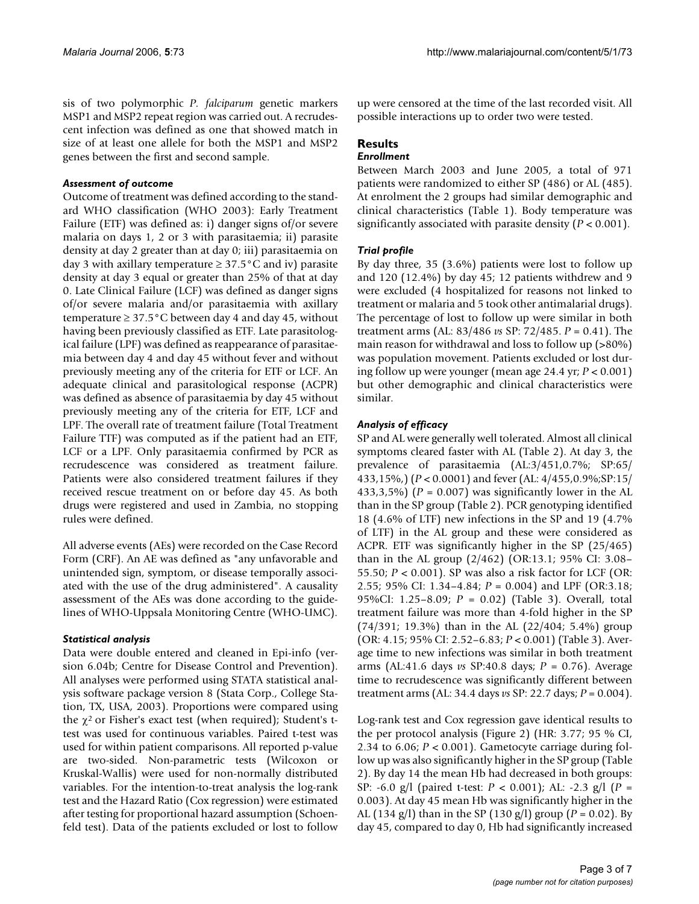sis of two polymorphic *P. falciparum* genetic markers MSP1 and MSP2 repeat region was carried out. A recrudescent infection was defined as one that showed match in size of at least one allele for both the MSP1 and MSP2 genes between the first and second sample.

### *Assessment of outcome*

Outcome of treatment was defined according to the standard WHO classification (WHO 2003): Early Treatment Failure (ETF) was defined as: i) danger signs of/or severe malaria on days 1, 2 or 3 with parasitaemia; ii) parasite density at day 2 greater than at day 0; iii) parasitaemia on day 3 with axillary temperature ≥ 37.5°C and iv) parasite density at day 3 equal or greater than 25% of that at day 0. Late Clinical Failure (LCF) was defined as danger signs of/or severe malaria and/or parasitaemia with axillary temperature ≥ 37.5°C between day 4 and day 45, without having been previously classified as ETF. Late parasitological failure (LPF) was defined as reappearance of parasitaemia between day 4 and day 45 without fever and without previously meeting any of the criteria for ETF or LCF. An adequate clinical and parasitological response (ACPR) was defined as absence of parasitaemia by day 45 without previously meeting any of the criteria for ETF, LCF and LPF. The overall rate of treatment failure (Total Treatment Failure TTF) was computed as if the patient had an ETF, LCF or a LPF. Only parasitaemia confirmed by PCR as recrudescence was considered as treatment failure. Patients were also considered treatment failures if they received rescue treatment on or before day 45. As both drugs were registered and used in Zambia, no stopping rules were defined.

All adverse events (AEs) were recorded on the Case Record Form (CRF). An AE was defined as "any unfavorable and unintended sign, symptom, or disease temporally associated with the use of the drug administered". A causality assessment of the AEs was done according to the guidelines of WHO-Uppsala Monitoring Centre (WHO-UMC).

### *Statistical analysis*

Data were double entered and cleaned in Epi-info (version 6.04b; Centre for Disease Control and Prevention). All analyses were performed using STATA statistical analysis software package version 8 (Stata Corp., College Station, TX, USA, 2003). Proportions were compared using the $\chi^2$ or Fisher's exact test (when required); Student's t-test was used for continuous variables. Paired t-test was used for within patient comparisons. All reported p-value are two-sided. Non-parametric tests (Wilcoxon or Kruskal-Wallis) were used for non-normally distributed variables. For the intention-to-treat analysis the log-rank test and the Hazard Ratio (Cox regression) were estimated after testing for proportional hazard assumption (Schoenfeld test). Data of the patients excluded or lost to follow up were censored at the time of the last recorded visit. All possible interactions up to order two were tested.

## Results

### *Enrollment*

Between March 2003 and June 2005, a total of 971 patients were randomized to either SP (486) or AL (485). At enrolment the 2 groups had similar demographic and clinical characteristics (Table 1). Body temperature was significantly associated with parasite density ($P < 0.001$).

### *Trial profile*

By day three, 35 (3.6%) patients were lost to follow up and 120 (12.4%) by day 45; 12 patients withdrew and 9 were excluded (4 hospitalized for reasons not linked to treatment or malaria and 5 took other antimalarial drugs). The percentage of lost to follow up were similar in both treatment arms (AL: 83/486 *vs* SP: 72/485. $P = 0.41$). The main reason for withdrawal and loss to follow up (>80%) was population movement. Patients excluded or lost during follow up were younger (mean age 24.4 yr; $P < 0.001$) but other demographic and clinical characteristics were similar.

### *Analysis of efficacy*

SP and AL were generally well tolerated. Almost all clinical symptoms cleared faster with AL (Table 2). At day 3, the prevalence of parasitaemia (AL:3/451,0.7%; SP:65/433,15%,) ($P < 0.0001$) and fever (AL: 4/455,0.9%;SP:15/433,3,5%) ($P = 0.007$) was significantly lower in the AL than in the SP group (Table 2). PCR genotyping identified 18 (4.6% of LTF) new infections in the SP and 19 (4.7% of LTF) in the AL group and these were considered as ACPR. ETF was significantly higher in the SP (25/465) than in the AL group (2/462) (OR:13.1; 95% CI: 3.08–55.50; $P < 0.001$). SP was also a risk factor for LCF (OR: 2.55; 95% CI: 1.34–4.84; $P = 0.004$) and LPF (OR:3.18; 95%CI: 1.25–8.09; $P = 0.02$) (Table 3). Overall, total treatment failure was more than 4-fold higher in the SP (74/391; 19.3%) than in the AL (22/404; 5.4%) group (OR: 4.15; 95% CI: 2.52–6.83; $P < 0.001$) (Table 3). Average time to new infections was similar in both treatment arms (AL:41.6 days *vs* SP:40.8 days; $P = 0.76$). Average time to recrudescence was significantly different between treatment arms (AL: 34.4 days *vs* SP: 22.7 days; $P = 0.004$).

Log-rank test and Cox regression gave identical results to the per protocol analysis (Figure 2) (HR: 3.77; 95 % CI, 2.34 to 6.06; $P < 0.001$). Gametocyte carriage during follow up was also significantly higher in the SP group (Table 2). By day 14 the mean Hb had decreased in both groups: SP: -6.0 g/l (paired t-test: $P < 0.001$); AL: -2.3 g/l ($P = 0.003$). At day 45 mean Hb was significantly higher in the AL (134 g/l) than in the SP (130 g/l) group ($P = 0.02$). By day 45, compared to day 0, Hb had significantly increased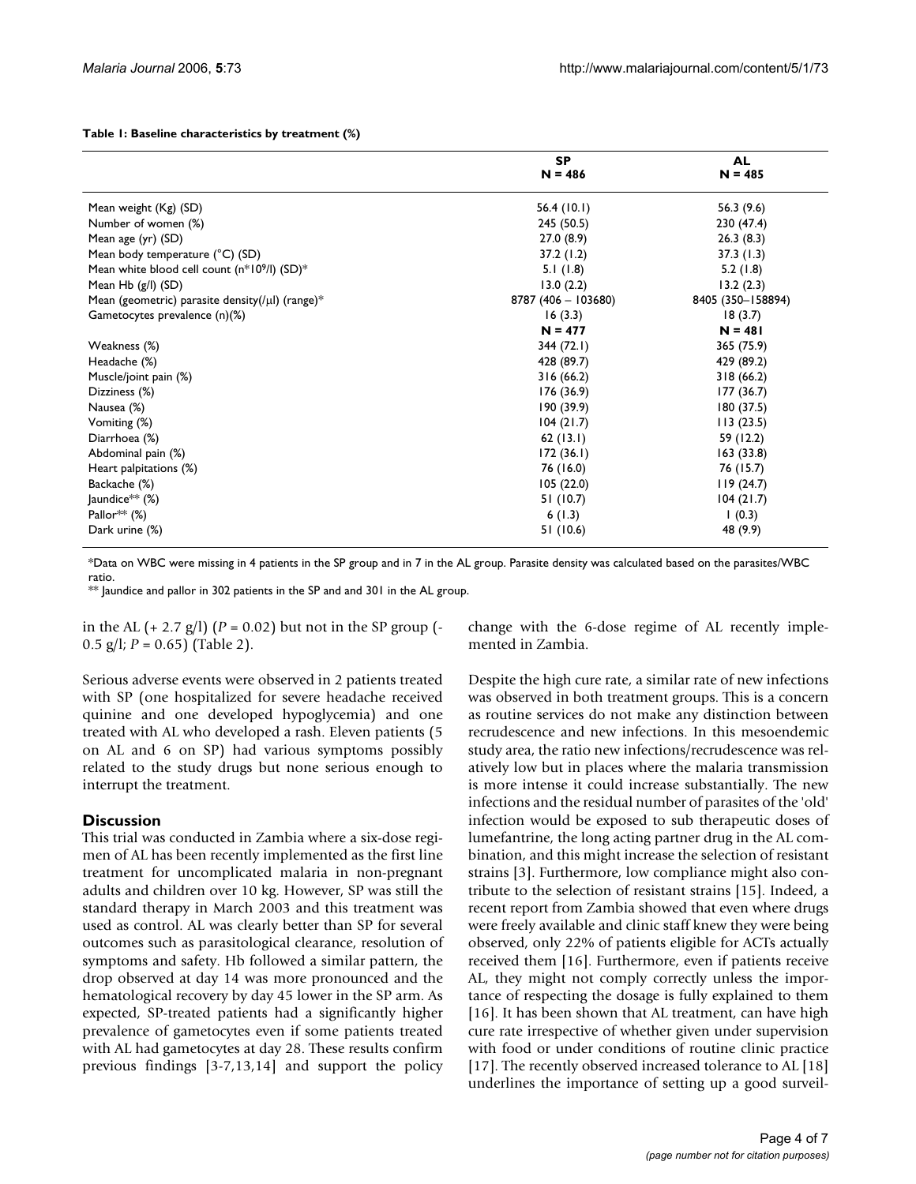**Table 1: Baseline characteristics by treatment (%)**

| | SP N = 486 | AL N = 485 |
|---|---|---|
| Mean weight (Kg) (SD) | 56.4 (10.1) | 56.3 (9.6) |
| Number of women (%) | 245 (50.5) | 230 (47.4) |
| Mean age (yr) (SD) | 27.0 (8.9) | 26.3 (8.3) |
| Mean body temperature (°C) (SD) | 37.2 (1.2) | 37.3 (1.3) |
| Mean white blood cell count ($n*10^9$/l) (SD)* | 5.1 (1.8) | 5.2 (1.8) |
| Mean Hb (g/l) (SD) | 13.0 (2.2) | 13.2 (2.3) |
| Mean (geometric) parasite density(/μl) (range)* | 8787 (406 – 103680) | 8405 (350–158894) |
| Gametocytes prevalence (n)(%) | 16 (3.3) | 18 (3.7) |
| | **N = 477** | **N = 481** |
| Weakness (%) | 344 (72.1) | 365 (75.9) |
| Headache (%) | 428 (89.7) | 429 (89.2) |
| Muscle/joint pain (%) | 316 (66.2) | 318 (66.2) |
| Dizziness (%) | 176 (36.9) | 177 (36.7) |
| Nausea (%) | 190 (39.9) | 180 (37.5) |
| Vomiting (%) | 104 (21.7) | 113 (23.5) |
| Diarrhoea (%) | 62 (13.1) | 59 (12.2) |
| Abdominal pain (%) | 172 (36.1) | 163 (33.8) |
| Heart palpitations (%) | 76 (16.0) | 76 (15.7) |
| Backache (%) | 105 (22.0) | 119 (24.7) |
| Jaundice** (%) | 51 (10.7) | 104 (21.7) |
| Pallor** (%) | 6 (1.3) | 1 (0.3) |
| Dark urine (%) | 51 (10.6) | 48 (9.9) |

*Data on WBC were missing in 4 patients in the SP group and in 7 in the AL group. Parasite density was calculated based on the parasites/WBC ratio.
** Jaundice and pallor in 302 patients in the SP and and 301 in the AL group.

in the AL (+ 2.7 g/l) ($P = 0.02$) but not in the SP group (-0.5 g/l; $P = 0.65$) (Table 2).

Serious adverse events were observed in 2 patients treated with SP (one hospitalized for severe headache received quinine and one developed hypoglycemia) and one treated with AL who developed a rash. Eleven patients (5 on AL and 6 on SP) had various symptoms possibly related to the study drugs but none serious enough to interrupt the treatment.

## Discussion

This trial was conducted in Zambia where a six-dose regimen of AL has been recently implemented as the first line treatment for uncomplicated malaria in non-pregnant adults and children over 10 kg. However, SP was still the standard therapy in March 2003 and this treatment was used as control. AL was clearly better than SP for several outcomes such as parasitological clearance, resolution of symptoms and safety. Hb followed a similar pattern, the drop observed at day 14 was more pronounced and the hematological recovery by day 45 lower in the SP arm. As expected, SP-treated patients had a significantly higher prevalence of gametocytes even if some patients treated with AL had gametocytes at day 28. These results confirm previous findings [3-7,13,14] and support the policy change with the 6-dose regime of AL recently implemented in Zambia.

Despite the high cure rate, a similar rate of new infections was observed in both treatment groups. This is a concern as routine services do not make any distinction between recrudescence and new infections. In this mesoendemic study area, the ratio new infections/recrudescence was relatively low but in places where the malaria transmission is more intense it could increase substantially. The new infections and the residual number of parasites of the 'old' infection would be exposed to sub therapeutic doses of lumefantrine, the long acting partner drug in the AL combination, and this might increase the selection of resistant strains [3]. Furthermore, low compliance might also contribute to the selection of resistant strains [15]. Indeed, a recent report from Zambia showed that even where drugs were freely available and clinic staff knew they were being observed, only 22% of patients eligible for ACTs actually received them [16]. Furthermore, even if patients receive AL, they might not comply correctly unless the importance of respecting the dosage is fully explained to them [16]. It has been shown that AL treatment, can have high cure rate irrespective of whether given under supervision with food or under conditions of routine clinic practice [17]. The recently observed increased tolerance to AL [18] underlines the importance of setting up a good surveil-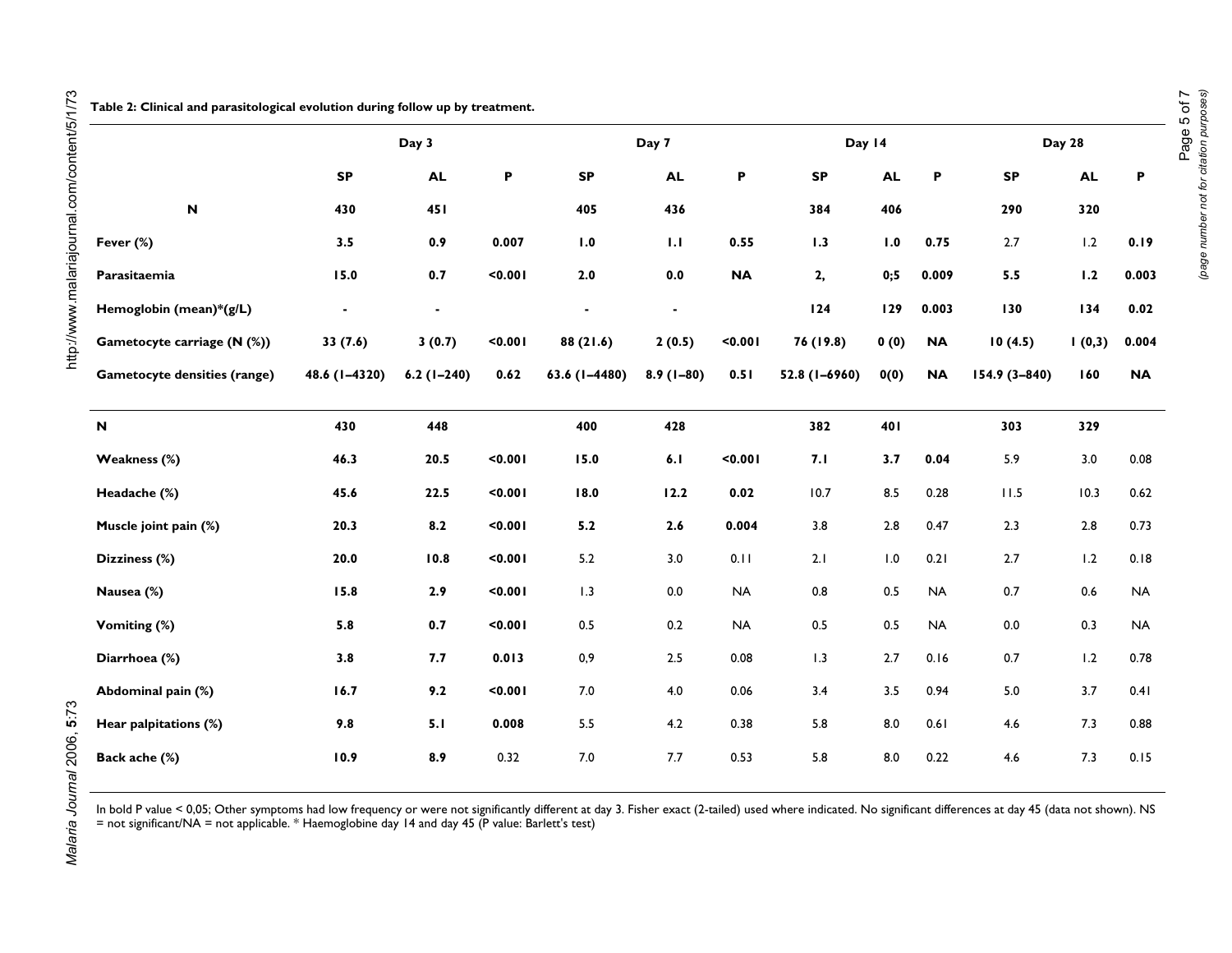**Table 2: Clinical and parasitological evolution during follow up by treatment.**

| | Day 3 | | | Day 7 | | | Day 14 | | | Day 28 | | |
|---|---|---|---|---|---|---|---|---|---|---|---|---|
| | **SP** | **AL** | **P** | **SP** | **AL** | **P** | **SP** | **AL** | **P** | **SP** | **AL** | **P** |
| **N** | **430** | **451** | | **405** | **436** | | **384** | **406** | | **290** | **320** | |
| **Fever (%)** | **3.5** | **0.9** | **0.007** | **1.0** | **1.1** | **0.55** | **1.3** | **1.0** | **0.75** | 2.7 | 1.2 | **0.19** |
| **Parasitaemia** | **15.0** | **0.7** | **<0.001** | **2.0** | **0.0** | **NA** | **2,** | **0;5** | **0.009** | **5.5** | **1.2** | **0.003** |
| **Hemoglobin (mean)*(g/L)** | **-** | **-** | | **-** | **-** | | **124** | **129** | **0.003** | **130** | **134** | **0.02** |
| **Gametocyte carriage (N (%))** | **33 (7.6)** | **3 (0.7)** | **<0.001** | **88 (21.6)** | **2 (0.5)** | **<0.001** | **76 (19.8)** | **0 (0)** | **NA** | **10 (4.5)** | **1 (0,3)** | **0.004** |
| **Gametocyte densities (range)** | **48.6 (1–4320)** | **6.2 (1–240)** | **0.62** | **63.6 (1–4480)** | **8.9 (1–80)** | **0.51** | **52.8 (1–6960)** | **0(0)** | **NA** | **154.9 (3–840)** | **160** | **NA** |
| **N** | **430** | **448** | | **400** | **428** | | **382** | **401** | | **303** | **329** | |
| **Weakness (%)** | **46.3** | **20.5** | **<0.001** | **15.0** | **6.1** | **<0.001** | **7.1** | **3.7** | **0.04** | 5.9 | 3.0 | 0.08 |
| **Headache (%)** | **45.6** | **22.5** | **<0.001** | **18.0** | **12.2** | **0.02** | 10.7 | 8.5 | 0.28 | 11.5 | 10.3 | 0.62 |
| **Muscle joint pain (%)** | **20.3** | **8.2** | **<0.001** | **5.2** | **2.6** | **0.004** | 3.8 | 2.8 | 0.47 | 2.3 | 2.8 | 0.73 |
| **Dizziness (%)** | **20.0** | **10.8** | **<0.001** | 5.2 | 3.0 | 0.11 | 2.1 | 1.0 | 0.21 | 2.7 | 1.2 | 0.18 |
| **Nausea (%)** | **15.8** | **2.9** | **<0.001** | 1.3 | 0.0 | NA | 0.8 | 0.5 | NA | 0.7 | 0.6 | NA |
| **Vomiting (%)** | **5.8** | **0.7** | **<0.001** | 0.5 | 0.2 | NA | 0.5 | 0.5 | NA | 0.0 | 0.3 | NA |
| **Diarrhoea (%)** | **3.8** | **7.7** | **0.013** | 0,9 | 2.5 | 0.08 | 1.3 | 2.7 | 0.16 | 0.7 | 1.2 | 0.78 |
| **Abdominal pain (%)** | **16.7** | **9.2** | **<0.001** | 7.0 | 4.0 | 0.06 | 3.4 | 3.5 | 0.94 | 5.0 | 3.7 | 0.41 |
| **Hear palpitations (%)** | **9.8** | **5.1** | **0.008** | 5.5 | 4.2 | 0.38 | 5.8 | 8.0 | 0.61 | 4.6 | 7.3 | 0.88 |
| **Back ache (%)** | **10.9** | **8.9** | 0.32 | 7.0 | 7.7 | 0.53 | 5.8 | 8.0 | 0.22 | 4.6 | 7.3 | 0.15 |

In bold P value < 0,05; Other symptoms had low frequency or were not significantly different at day 3. Fisher exact (2-tailed) used where indicated. No significant differences at day 45 (data not shown). NS = not significant/NA = not applicable. * Haemoglobine day 14 and day 45 (P value: Barlett's test)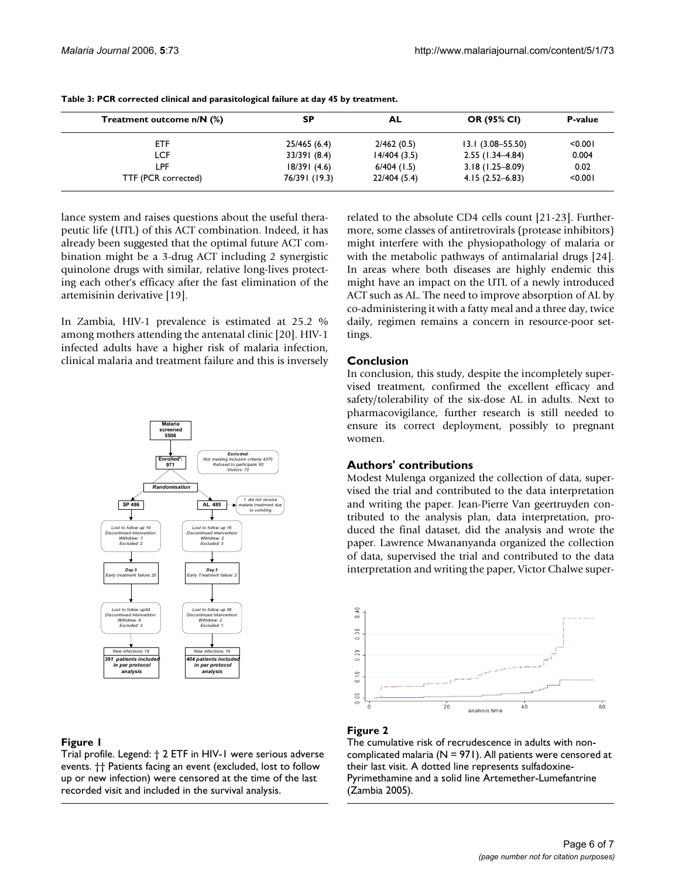**Table 3: PCR corrected clinical and parasitological failure at day 45 by treatment.**

| Treatment outcome n/N (%) | SP | AL | OR (95% CI) | P-value |
|---|---|---|---|---|
| ETF | 25/465 (6.4) | 2/462 (0.5) | 13.1 (3.08–55.50) | <0.001 |
| LCF | 33/391 (8.4) | 14/404 (3.5) | 2.55 (1.34–4.84) | 0.004 |
| LPF | 18/391 (4.6) | 6/404 (1.5) | 3.18 (1.25–8.09) | 0.02 |
| TTF (PCR corrected) | 76/391 (19.3) | 22/404 (5.4) | 4.15 (2.52–6.83) | <0.001 |

lance system and raises questions about the useful therapeutic life (UTL) of this ACT combination. Indeed, it has already been suggested that the optimal future ACT combination might be a 3-drug ACT including 2 synergistic quinolone drugs with similar, relative long-lives protecting each other's efficacy after the fast elimination of the artemisinin derivative [19].

In Zambia, HIV-1 prevalence is estimated at 25.2 % among mothers attending the antenatal clinic [20]. HIV-1 infected adults have a higher risk of malaria infection, clinical malaria and treatment failure and this is inversely related to the absolute CD4 cells count [21-23]. Furthermore, some classes of antiretrovirals (protease inhibitors) might interfere with the physiopathology of malaria or with the metabolic pathways of antimalarial drugs [24]. In areas where both diseases are highly endemic this might have an impact on the UTL of a newly introduced ACT such as AL. The need to improve absorption of AL by co-administering it with a fatty meal and a three day, twice daily, regimen remains a concern in resource-poor settings.

**Figure 1**

Trial profile. Legend: † 2 ETF in HIV-1 were serious adverse events. †† Patients facing an event (excluded, lost to follow up or new infection) were censored at the time of the last recorded visit and included in the survival analysis.

## Conclusion

In conclusion, this study, despite the incompletely supervised treatment, confirmed the excellent efficacy and safety/tolerability of the six-dose AL in adults. Next to pharmacovigilance, further research is still needed to ensure its correct deployment, possibly to pregnant women.

## Authors' contributions

Modest Mulenga organized the collection of data, supervised the trial and contributed to the data interpretation and writing the paper. Jean-Pierre Van geertruyden contributed to the analysis plan, data interpretation, produced the final dataset, did the analysis and wrote the paper. Lawrence Mwananyanda organized the collection of data, supervised the trial and contributed to the data interpretation and writing the paper, Victor Chalwe super-

**Figure 2**

The cumulative risk of recrudescence in adults with non-complicated malaria (N = 971). All patients were censored at their last visit. A dotted line represents sulfadoxine-Pyrimethamine and a solid line Artemether-Lumefantrine (Zambia 2005).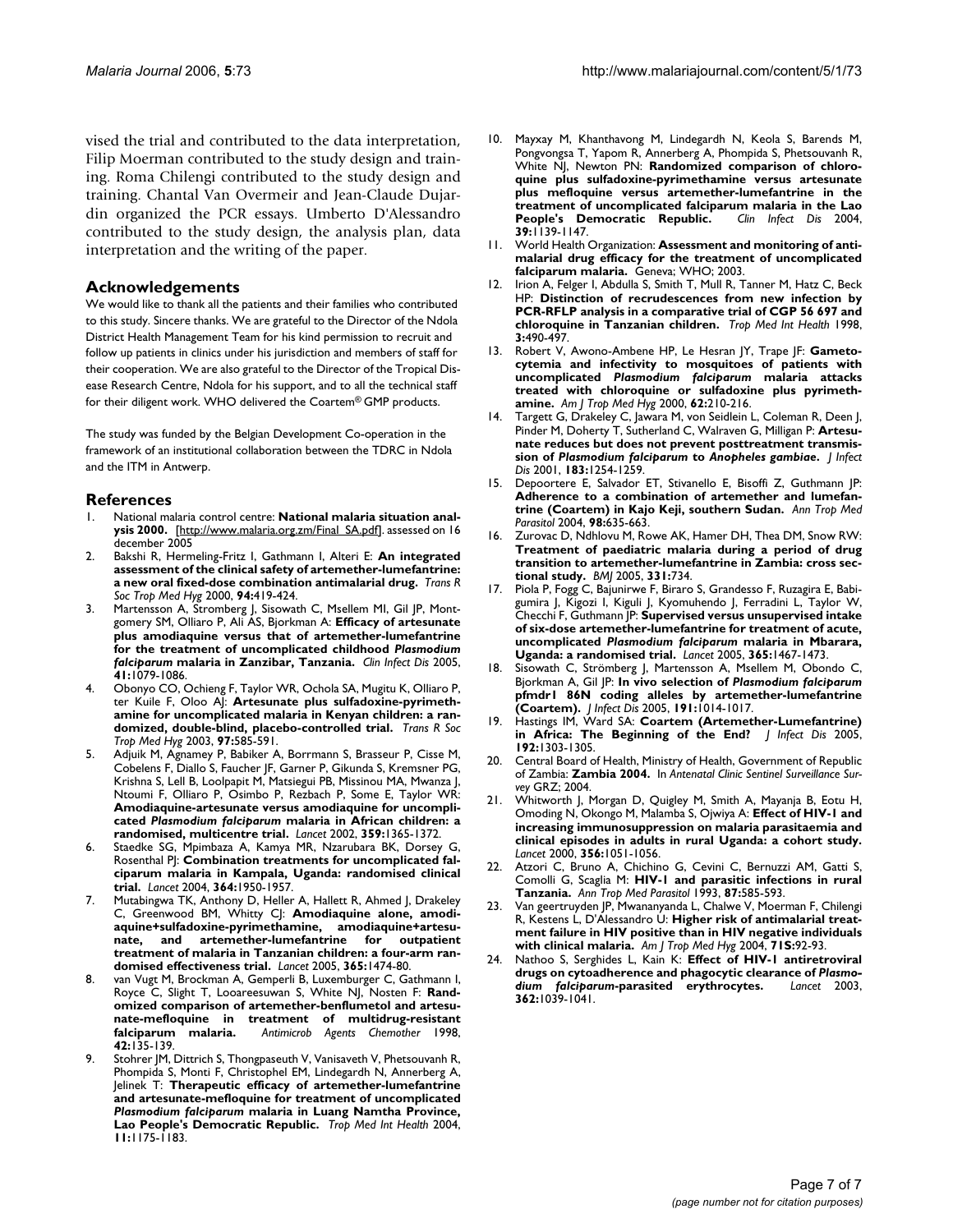vised the trial and contributed to the data interpretation, Filip Moerman contributed to the study design and training. Roma Chilengi contributed to the study design and training. Chantal Van Overmeir and Jean-Claude Dujardin organized the PCR essays. Umberto D'Alessandro contributed to the study design, the analysis plan, data interpretation and the writing of the paper.

## Acknowledgements

We would like to thank all the patients and their families who contributed to this study. Sincere thanks. We are grateful to the Director of the Ndola District Health Management Team for his kind permission to recruit and follow up patients in clinics under his jurisdiction and members of staff for their cooperation. We are also grateful to the Director of the Tropical Disease Research Centre, Ndola for his support, and to all the technical staff for their diligent work. WHO delivered the Coartem® GMP products.

The study was funded by the Belgian Development Co-operation in the framework of an institutional collaboration between the TDRC in Ndola and the ITM in Antwerp.

## References

1. National malaria control centre: **National malaria situation analysis 2000.** [http://www.malaria.org.zm/Final_SA.pdf]. assessed on 16 december 2005
2. Bakshi R, Hermeling-Fritz I, Gathmann I, Alteri E: **An integrated assessment of the clinical safety of artemether-lumefantrine: a new oral fixed-dose combination antimalarial drug.** *Trans R Soc Trop Med Hyg* 2000, **94:**419-424.
3. Martensson A, Stromberg J, Sisowath C, Msellem MI, Gil JP, Montgomery SM, Olliaro P, Ali AS, Bjorkman A: **Efficacy of artesunate plus amodiaquine versus that of artemether-lumefantrine for the treatment of uncomplicated childhood *Plasmodium falciparum* malaria in Zanzibar, Tanzania.** *Clin Infect Dis* 2005, **41:**1079-1086.
4. Obonyo CO, Ochieng F, Taylor WR, Ochola SA, Mugitu K, Olliaro P, ter Kuile F, Oloo AJ: **Artesunate plus sulfadoxine-pyrimethamine for uncomplicated malaria in Kenyan children: a randomized, double-blind, placebo-controlled trial.** *Trans R Soc Trop Med Hyg* 2003, **97:**585-591.
5. Adjuik M, Agnamey P, Babiker A, Borrmann S, Brasseur P, Cisse M, Cobelens F, Diallo S, Faucher JF, Garner P, Gikunda S, Kremsner PG, Krishna S, Lell B, Loolpapit M, Matsiegui PB, Missinou MA, Mwanza J, Ntoumi F, Olliaro P, Osimbo P, Rezbach P, Some E, Taylor WR: **Amodiaquine-artesunate versus amodiaquine for uncomplicated *Plasmodium falciparum* malaria in African children: a randomised, multicentre trial.** *Lancet* 2002, **359:**1365-1372.
6. Staedke SG, Mpimbaza A, Kamya MR, Nzarubara BK, Dorsey G, Rosenthal PJ: **Combination treatments for uncomplicated falciparum malaria in Kampala, Uganda: randomised clinical trial.** *Lancet* 2004, **364:**1950-1957.
7. Mutabingwa TK, Anthony D, Heller A, Hallett R, Ahmed J, Drakeley C, Greenwood BM, Whitty CJ: **Amodiaquine alone, amodiaquine+sulfadoxine-pyrimethamine, amodiaquine+artesunate, and artemether-lumefantrine for outpatient treatment of malaria in Tanzanian children: a four-arm randomised effectiveness trial.** *Lancet* 2005, **365:**1474-80.
8. van Vugt M, Brockman A, Gemperli B, Luxemburger C, Gathmann I, Royce C, Slight T, Looareesuwan S, White NJ, Nosten F: **Randomized comparison of artemether-benflumetol and artesunate-mefloquine in treatment of multidrug-resistant falciparum malaria.** *Antimicrob Agents Chemother* 1998, **42:**135-139.
9. Stohrer JM, Dittrich S, Thongpaseuth V, Vanisaveth V, Phetsouvanh R, Phompida S, Monti F, Christophel EM, Lindegardh N, Annerberg A, Jelinek T: **Therapeutic efficacy of artemether-lumefantrine and artesunate-mefloquine for treatment of uncomplicated *Plasmodium falciparum* malaria in Luang Namtha Province, Lao People's Democratic Republic.** *Trop Med Int Health* 2004, **11:**1175-1183.
10. Mayxay M, Khanthavong M, Lindegardh N, Keola S, Barends M, Pongvongsa T, Yapom R, Annerberg A, Phompida S, Phetsouvanh R, White NJ, Newton PN: **Randomized comparison of chloroquine plus sulfadoxine-pyrimethamine versus artesunate plus mefloquine versus artemether-lumefantrine in the treatment of uncomplicated falciparum malaria in the Lao People's Democratic Republic.** *Clin Infect Dis* 2004, **39:**1139-1147.
11. World Health Organization: **Assessment and monitoring of antimalarial drug efficacy for the treatment of uncomplicated falciparum malaria.** Geneva; WHO; 2003.
12. Irion A, Felger I, Abdulla S, Smith T, Mull R, Tanner M, Hatz C, Beck HP: **Distinction of recrudescences from new infection by PCR-RFLP analysis in a comparative trial of CGP 56 697 and chloroquine in Tanzanian children.** *Trop Med Int Health* 1998, **3:**490-497.
13. Robert V, Awono-Ambene HP, Le Hesran JY, Trape JF: **Gametocytemia and infectivity to mosquitoes of patients with uncomplicated *Plasmodium falciparum* malaria attacks treated with chloroquine or sulfadoxine plus pyrimethamine.** *Am J Trop Med Hyg* 2000, **62:**210-216.
14. Targett G, Drakeley C, Jawara M, von Seidlein L, Coleman R, Deen J, Pinder M, Doherty T, Sutherland C, Walraven G, Milligan P: **Artesunate reduces but does not prevent posttreatment transmission of *Plasmodium falciparum* to *Anopheles gambiae*.** *J Infect Dis* 2001, **183:**1254-1259.
15. Depoortere E, Salvador ET, Stivanello E, Bisoffi Z, Guthmann JP: **Adherence to a combination of artemether and lumefantrine (Coartem) in Kajo Keji, southern Sudan.** *Ann Trop Med Parasitol* 2004, **98:**635-663.
16. Zurovac D, Ndhlovu M, Rowe AK, Hamer DH, Thea DM, Snow RW: **Treatment of paediatric malaria during a period of drug transition to artemether-lumefantrine in Zambia: cross sectional study.** *BMJ* 2005, **331:**734.
17. Piola P, Fogg C, Bajunirwe F, Biraro S, Grandesso F, Ruzagira E, Babigumira J, Kigozi I, Kiguli J, Kyomuhendo J, Ferradini L, Taylor W, Checchi F, Guthmann JP: **Supervised versus unsupervised intake of six-dose artemether-lumefantrine for treatment of acute, uncomplicated *Plasmodium falciparum* malaria in Mbarara, Uganda: a randomised trial.** *Lancet* 2005, **365:**1467-1473.
18. Sisowath C, Strömberg J, Martensson A, Msellem M, Obondo C, Bjorkman A, Gil JP: **In vivo selection of *Plasmodium falciparum* pfmdr1 86N coding alleles by artemether-lumefantrine (Coartem).** *J Infect Dis* 2005, **191:**1014-1017.
19. Hastings IM, Ward SA: **Coartem (Artemether-Lumefantrine) in Africa: The Beginning of the End?** *J Infect Dis* 2005, **192:**1303-1305.
20. Central Board of Health, Ministry of Health, Government of Republic of Zambia: **Zambia 2004.** In *Antenatal Clinic Sentinel Surveillance Survey* GRZ; 2004.
21. Whitworth J, Morgan D, Quigley M, Smith A, Mayanja B, Eotu H, Omoding N, Okongo M, Malamba S, Ojwiya A: **Effect of HIV-1 and increasing immunosuppression on malaria parasitaemia and clinical episodes in adults in rural Uganda: a cohort study.** *Lancet* 2000, **356:**1051-1056.
22. Atzori C, Bruno A, Chichino G, Cevini C, Bernuzzi AM, Gatti S, Comolli G, Scaglia M: **HIV-1 and parasitic infections in rural Tanzania.** *Ann Trop Med Parasitol* 1993, **87:**585-593.
23. Van geertruyden JP, Mwananyanda L, Chalwe V, Moerman F, Chilengi R, Kestens L, D'Alessandro U: **Higher risk of antimalarial treatment failure in HIV positive than in HIV negative individuals with clinical malaria.** *Am J Trop Med Hyg* 2004, **71S:**92-93.
24. Nathoo S, Serghides L, Kain K: **Effect of HIV-1 antiretroviral drugs on cytoadherence and phagocytic clearance of *Plasmodium falciparum*-parasited erythrocytes.** *Lancet* 2003, **362:**1039-1041.